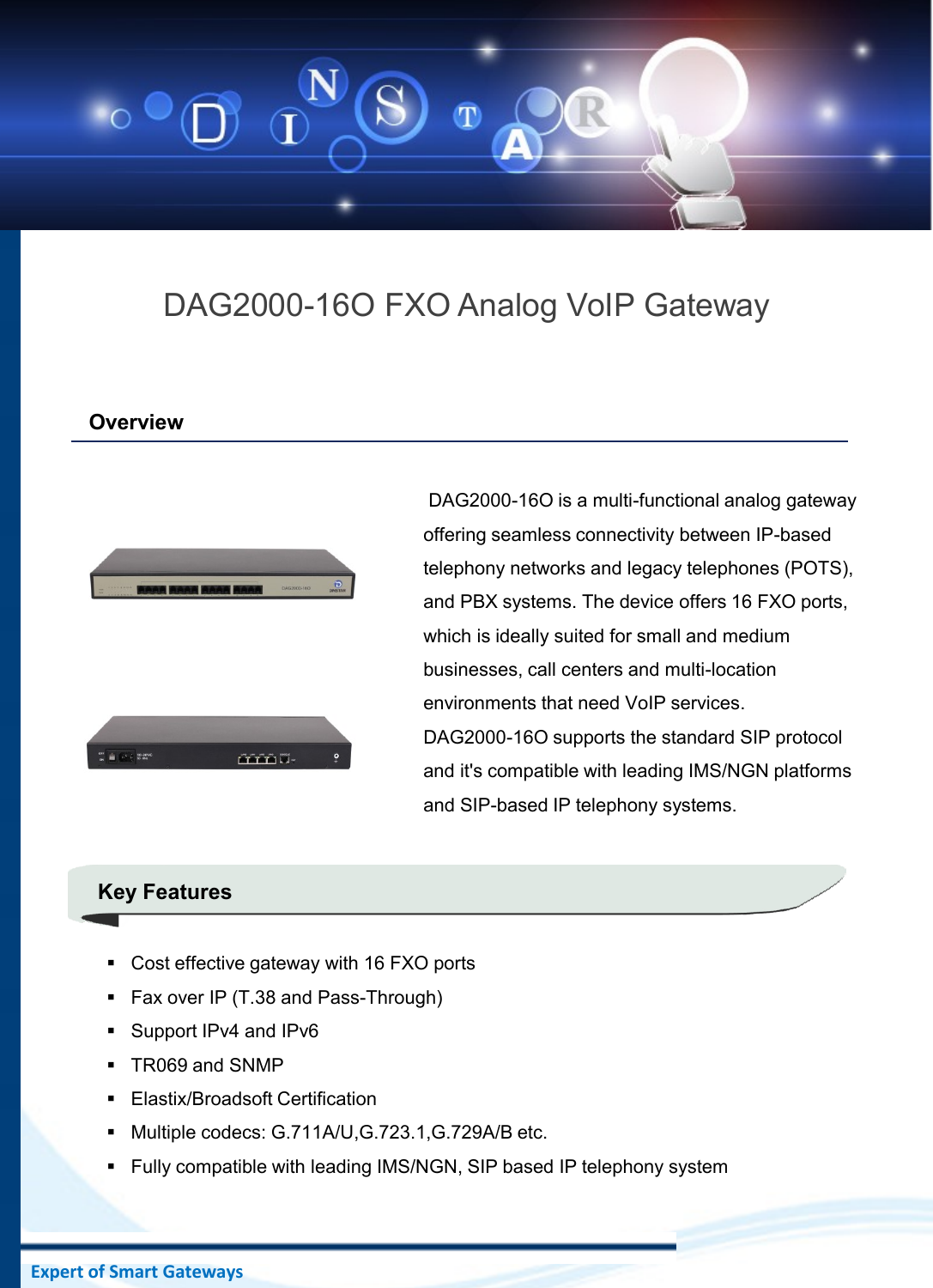# DAG2000-16O FXO Analog VoIP Gateway

## Overview

DAG2000-16O is a multi-functional analog gateway offering seamless connectivity between IP-based telephony networks and legacy telephones (POTS), and PBX systems. The device offers 16 FXO ports, which is ideally suited for small and medium businesses, call centers and multi-location environments that need VoIP services. DAG2000-16O supports the standard SIP protocol and it's compatible with leading IMS/NGN platforms and SIP-based IP telephony systems.

## Key Features

- Cost effective gateway with 16 FXO ports
- Fax over IP (T.38 and Pass-Through)
- Support IPv4 and IPv6
- TR069 and SNMP
- Elastix/Broadsoft Certification
- Multiple codecs: G.711A/U,G.723.1,G.729A/B etc.
- Fully compatible with leading IMS/NGN, SIP based IP telephony system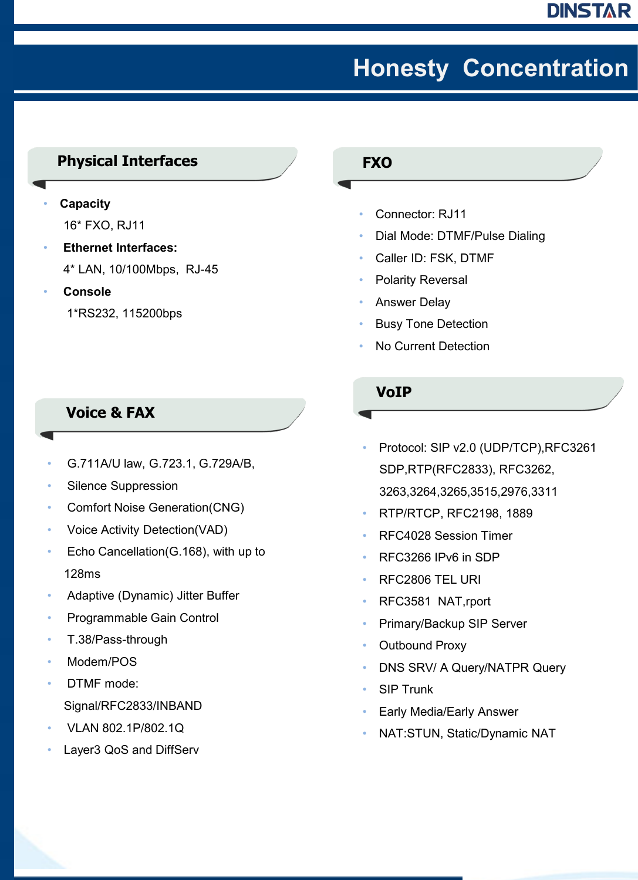# Honesty Concentration

## Physical Interfaces

- **Capacity**

  16* FXO, RJ11
- **Ethernet Interfaces:**

  4* LAN, 10/100Mbps, RJ-45
- **Console**

  1*RS232, 115200bps

## Voice & FAX

- G.711A/U law, G.723.1, G.729A/B,
- Silence Suppression
- Comfort Noise Generation(CNG)
- Voice Activity Detection(VAD)
- Echo Cancellation(G.168), with up to 128ms
- Adaptive (Dynamic) Jitter Buffer
- Programmable Gain Control
- T.38/Pass-through
- Modem/POS
- DTMF mode: Signal/RFC2833/INBAND
- VLAN 802.1P/802.1Q
- Layer3 QoS and DiffServ

## FXO

- Connector: RJ11
- Dial Mode: DTMF/Pulse Dialing
- Caller ID: FSK, DTMF
- Polarity Reversal
- Answer Delay
- Busy Tone Detection
- No Current Detection

## VoIP

- Protocol: SIP v2.0 (UDP/TCP),RFC3261 SDP,RTP(RFC2833), RFC3262, 3263,3264,3265,3515,2976,3311
- RTP/RTCP, RFC2198, 1889
- RFC4028 Session Timer
- RFC3266 IPv6 in SDP
- RFC2806 TEL URI
- RFC3581 NAT,rport
- Primary/Backup SIP Server
- Outbound Proxy
- DNS SRV/ A Query/NATPR Query
- SIP Trunk
- Early Media/Early Answer
- NAT:STUN, Static/Dynamic NAT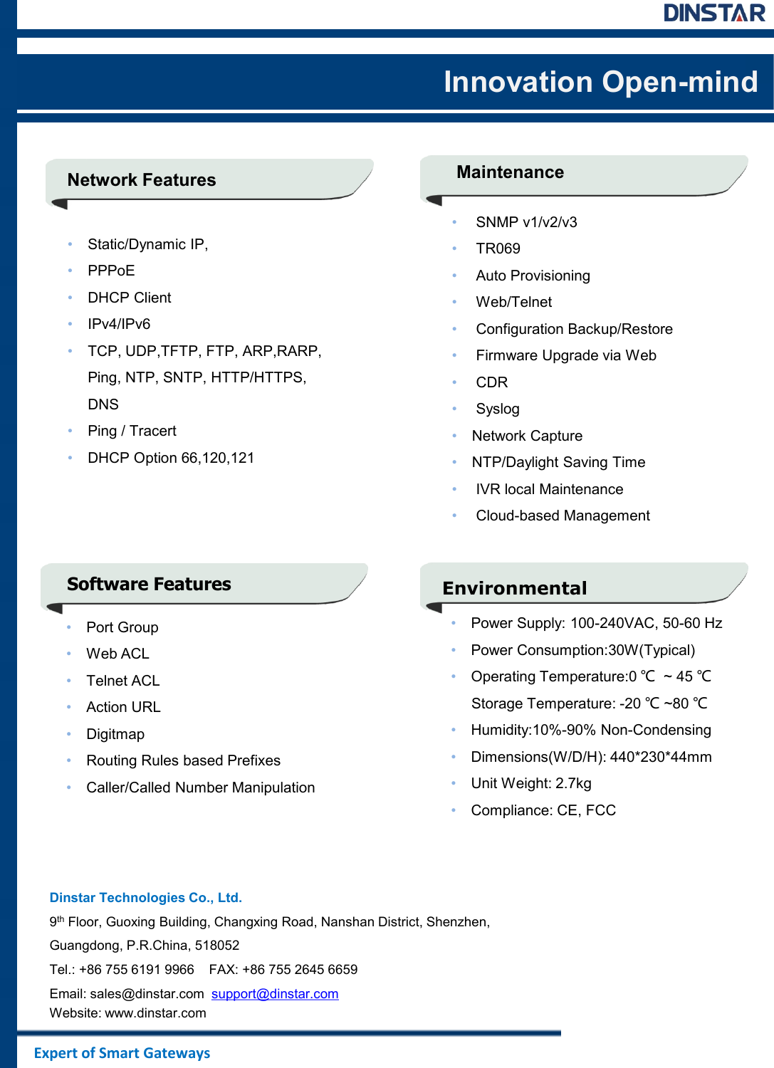# Innovation Open-mind

## Network Features

- Static/Dynamic IP,
- PPPoE
- DHCP Client
- IPv4/IPv6
- TCP, UDP,TFTP, FTP, ARP,RARP, Ping, NTP, SNTP, HTTP/HTTPS, DNS
- Ping / Tracert
- DHCP Option 66,120,121

## Maintenance

- SNMP v1/v2/v3
- TR069
- Auto Provisioning
- Web/Telnet
- Configuration Backup/Restore
- Firmware Upgrade via Web
- CDR
- Syslog
- Network Capture
- NTP/Daylight Saving Time
- IVR local Maintenance
- Cloud-based Management

## Software Features

- Port Group
- Web ACL
- Telnet ACL
- Action URL
- Digitmap
- Routing Rules based Prefixes
- Caller/Called Number Manipulation

## Environmental

- Power Supply: 100-240VAC, 50-60 Hz
- Power Consumption:30W(Typical)
- Operating Temperature:0 ℃ ~ 45 ℃
  Storage Temperature: -20 ℃ ~80 ℃
- Humidity:10%-90% Non-Condensing
- Dimensions(W/D/H): 440*230*44mm
- Unit Weight: 2.7kg
- Compliance: CE, FCC

**Dinstar Technologies Co., Ltd.**

9th Floor, Guoxing Building, Changxing Road, Nanshan District, Shenzhen, Guangdong, P.R.China, 518052

Tel.: +86 755 6191 9966 FAX: +86 755 2645 6659

Email: sales@dinstar.com support@dinstar.com

Website: www.dinstar.com

Expert of Smart Gateways